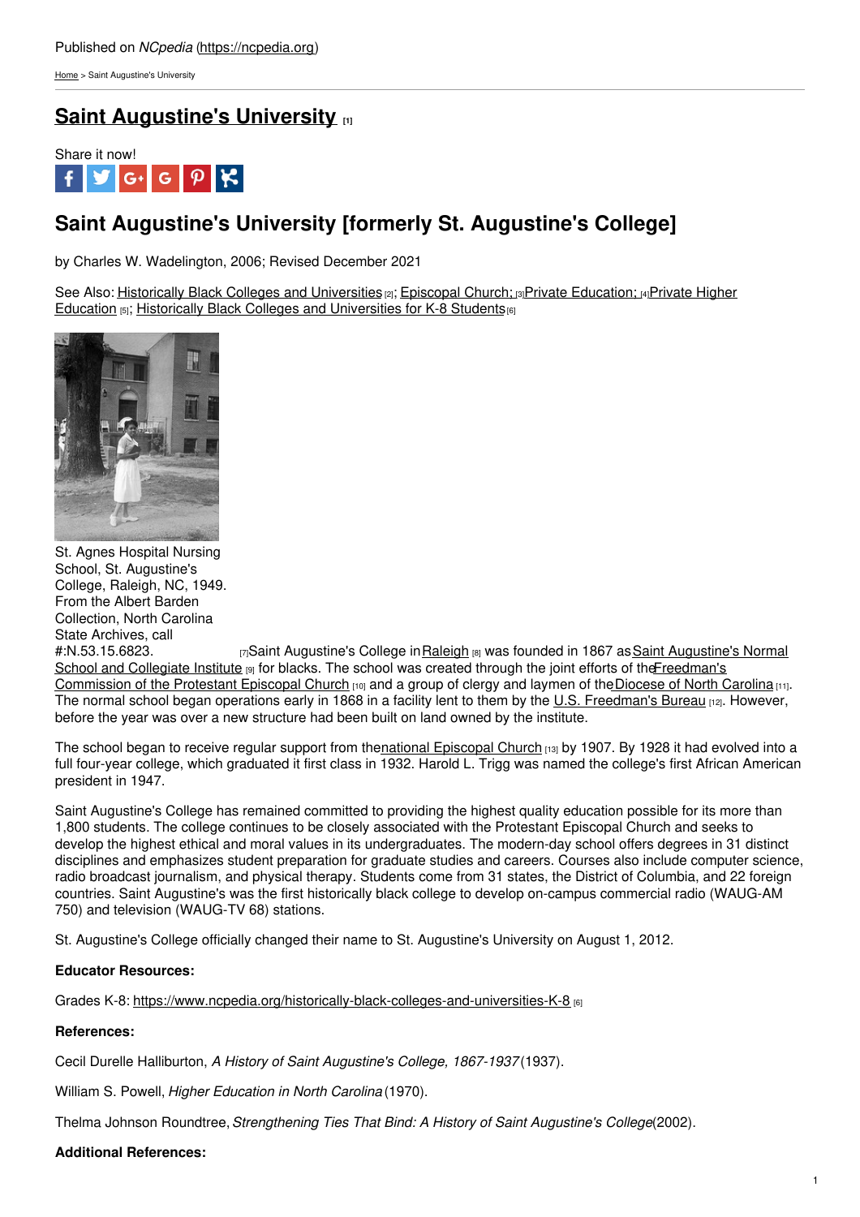Published on *NCpedia* (https://ncpedia.org)

Home > Saint Augustine's University

# Saint Augustine's University [1]

Share it now!

## Saint Augustine's University [formerly St. Augustine's College]

by Charles W. Wadelington, 2006; Revised December 2021

See Also: Historically Black Colleges and Universities [2]; Episcopal Church; [3] Private Education; [4] Private Higher Education [5]; Historically Black Colleges and Universities for K-8 Students [6]

St. Agnes Hospital Nursing School, St. Augustine's College, Raleigh, NC, 1949. From the Albert Barden Collection, North Carolina State Archives, call #:N.53.15.6823. [7]

Saint Augustine's College in Raleigh [8] was founded in 1867 as Saint Augustine's Normal School and Collegiate Institute [9] for blacks. The school was created through the joint efforts of the Freedman's Commission of the Protestant Episcopal Church [10] and a group of clergy and laymen of the Diocese of North Carolina [11]. The normal school began operations early in 1868 in a facility lent to them by the U.S. Freedman's Bureau [12]. However, before the year was over a new structure had been built on land owned by the institute.

The school began to receive regular support from the national Episcopal Church [13] by 1907. By 1928 it had evolved into a full four-year college, which graduated it first class in 1932. Harold L. Trigg was named the college's first African American president in 1947.

Saint Augustine's College has remained committed to providing the highest quality education possible for its more than 1,800 students. The college continues to be closely associated with the Protestant Episcopal Church and seeks to develop the highest ethical and moral values in its undergraduates. The modern-day school offers degrees in 31 distinct disciplines and emphasizes student preparation for graduate studies and careers. Courses also include computer science, radio broadcast journalism, and physical therapy. Students come from 31 states, the District of Columbia, and 22 foreign countries. Saint Augustine's was the first historically black college to develop on-campus commercial radio (WAUG-AM 750) and television (WAUG-TV 68) stations.

St. Augustine's College officially changed their name to St. Augustine's University on August 1, 2012.

**Educator Resources:**

Grades K-8: https://www.ncpedia.org/historically-black-colleges-and-universities-K-8 [6]

**References:**

Cecil Durelle Halliburton, *A History of Saint Augustine's College, 1867-1937* (1937).

William S. Powell, *Higher Education in North Carolina* (1970).

Thelma Johnson Roundtree, *Strengthening Ties That Bind: A History of Saint Augustine's College* (2002).

**Additional References:**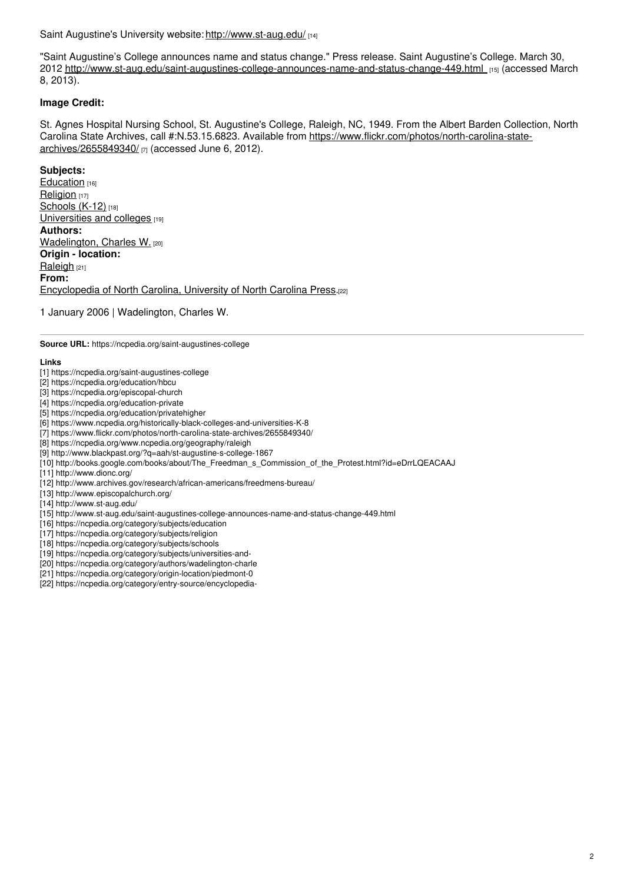Saint Augustine's University website: http://www.st-aug.edu/ [14]

"Saint Augustine's College announces name and status change." Press release. Saint Augustine's College. March 30, 2012 http://www.st-aug.edu/saint-augustines-college-announces-name-and-status-change-449.html [15] (accessed March 8, 2013).

**Image Credit:**

St. Agnes Hospital Nursing School, St. Augustine's College, Raleigh, NC, 1949. From the Albert Barden Collection, North Carolina State Archives, call #:N.53.15.6823. Available from https://www.flickr.com/photos/north-carolina-state-archives/2655849340/ [7] (accessed June 6, 2012).

**Subjects:**
Education [16]
Religion [17]
Schools (K-12) [18]
Universities and colleges [19]
**Authors:**
Wadelington, Charles W. [20]
**Origin - location:**
Raleigh [21]
**From:**
Encyclopedia of North Carolina, University of North Carolina Press.[22]

1 January 2006 | Wadelington, Charles W.

---

**Source URL:** https://ncpedia.org/saint-augustines-college

**Links**

[1] https://ncpedia.org/saint-augustines-college
[2] https://ncpedia.org/education/hbcu
[3] https://ncpedia.org/episcopal-church
[4] https://ncpedia.org/education-private
[5] https://ncpedia.org/education/privatehigher
[6] https://www.ncpedia.org/historically-black-colleges-and-universities-K-8
[7] https://www.flickr.com/photos/north-carolina-state-archives/2655849340/
[8] https://ncpedia.org/www.ncpedia.org/geography/raleigh
[9] http://www.blackpast.org/?q=aah/st-augustine-s-college-1867
[10] http://books.google.com/books/about/The_Freedman_s_Commission_of_the_Protest.html?id=eDrrLQEACAAJ
[11] http://www.dionc.org/
[12] http://www.archives.gov/research/african-americans/freedmens-bureau/
[13] http://www.episcopalchurch.org/
[14] http://www.st-aug.edu/
[15] http://www.st-aug.edu/saint-augustines-college-announces-name-and-status-change-449.html
[16] https://ncpedia.org/category/subjects/education
[17] https://ncpedia.org/category/subjects/religion
[18] https://ncpedia.org/category/subjects/schools
[19] https://ncpedia.org/category/subjects/universities-and-
[20] https://ncpedia.org/category/authors/wadelington-charle
[21] https://ncpedia.org/category/origin-location/piedmont-0
[22] https://ncpedia.org/category/entry-source/encyclopedia-